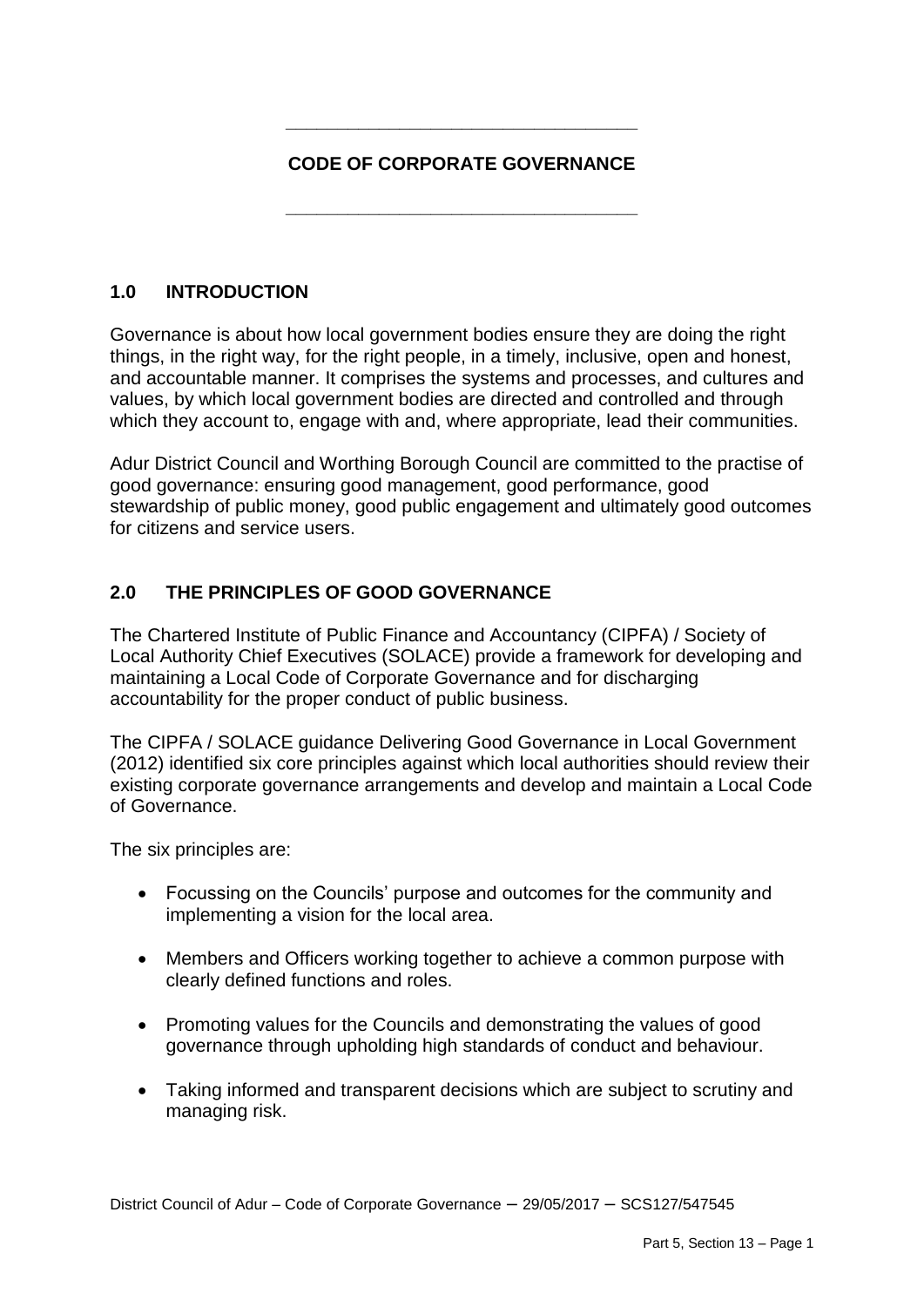# CODE OF CORPORATE GOVERNANCE

## 1.0 INTRODUCTION

Governance is about how local government bodies ensure they are doing the right things, in the right way, for the right people, in a timely, inclusive, open and honest, and accountable manner. It comprises the systems and processes, and cultures and values, by which local government bodies are directed and controlled and through which they account to, engage with and, where appropriate, lead their communities.

Adur District Council and Worthing Borough Council are committed to the practise of good governance: ensuring good management, good performance, good stewardship of public money, good public engagement and ultimately good outcomes for citizens and service users.

## 2.0 THE PRINCIPLES OF GOOD GOVERNANCE

The Chartered Institute of Public Finance and Accountancy (CIPFA) / Society of Local Authority Chief Executives (SOLACE) provide a framework for developing and maintaining a Local Code of Corporate Governance and for discharging accountability for the proper conduct of public business.

The CIPFA / SOLACE guidance Delivering Good Governance in Local Government (2012) identified six core principles against which local authorities should review their existing corporate governance arrangements and develop and maintain a Local Code of Governance.

The six principles are:

- Focussing on the Councils' purpose and outcomes for the community and implementing a vision for the local area.
- Members and Officers working together to achieve a common purpose with clearly defined functions and roles.
- Promoting values for the Councils and demonstrating the values of good governance through upholding high standards of conduct and behaviour.
- Taking informed and transparent decisions which are subject to scrutiny and managing risk.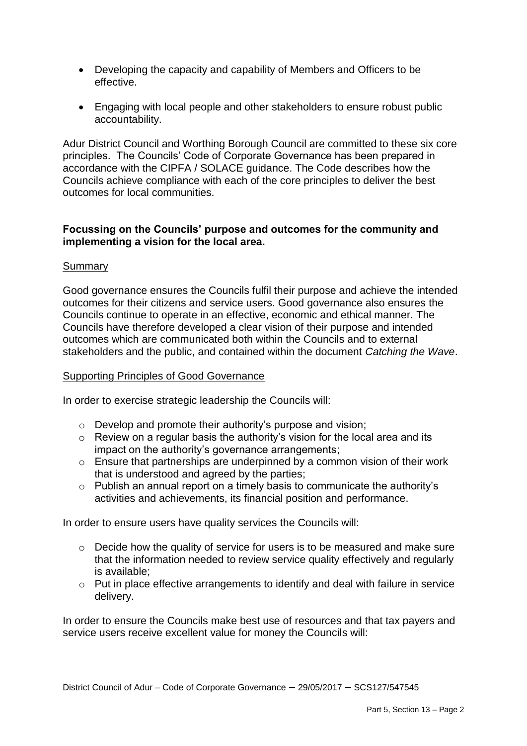- Developing the capacity and capability of Members and Officers to be effective.
- Engaging with local people and other stakeholders to ensure robust public accountability.

Adur District Council and Worthing Borough Council are committed to these six core principles. The Councils' Code of Corporate Governance has been prepared in accordance with the CIPFA / SOLACE guidance. The Code describes how the Councils achieve compliance with each of the core principles to deliver the best outcomes for local communities.

**Focussing on the Councils' purpose and outcomes for the community and implementing a vision for the local area.**

Summary

Good governance ensures the Councils fulfil their purpose and achieve the intended outcomes for their citizens and service users. Good governance also ensures the Councils continue to operate in an effective, economic and ethical manner. The Councils have therefore developed a clear vision of their purpose and intended outcomes which are communicated both within the Councils and to external stakeholders and the public, and contained within the document *Catching the Wave*.

Supporting Principles of Good Governance

In order to exercise strategic leadership the Councils will:

- Develop and promote their authority's purpose and vision;
- Review on a regular basis the authority's vision for the local area and its impact on the authority's governance arrangements;
- Ensure that partnerships are underpinned by a common vision of their work that is understood and agreed by the parties;
- Publish an annual report on a timely basis to communicate the authority's activities and achievements, its financial position and performance.

In order to ensure users have quality services the Councils will:

- Decide how the quality of service for users is to be measured and make sure that the information needed to review service quality effectively and regularly is available;
- Put in place effective arrangements to identify and deal with failure in service delivery.

In order to ensure the Councils make best use of resources and that tax payers and service users receive excellent value for money the Councils will: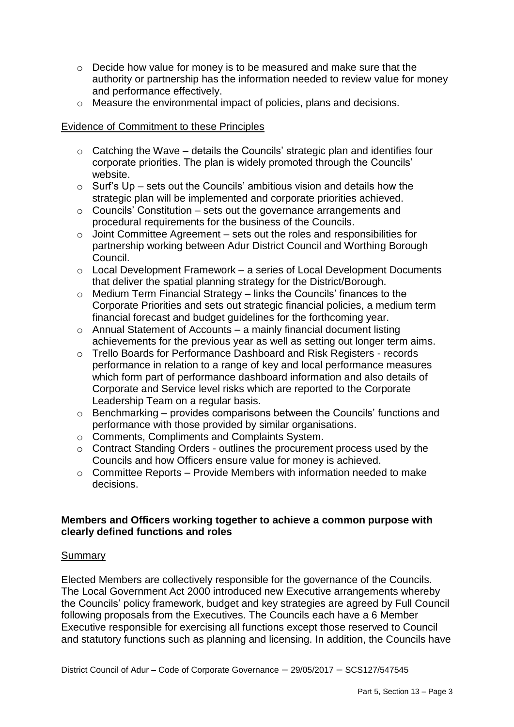- Decide how value for money is to be measured and make sure that the authority or partnership has the information needed to review value for money and performance effectively.
- Measure the environmental impact of policies, plans and decisions.

Evidence of Commitment to these Principles

- Catching the Wave – details the Councils' strategic plan and identifies four corporate priorities. The plan is widely promoted through the Councils' website.
- Surf's Up – sets out the Councils' ambitious vision and details how the strategic plan will be implemented and corporate priorities achieved.
- Councils' Constitution – sets out the governance arrangements and procedural requirements for the business of the Councils.
- Joint Committee Agreement – sets out the roles and responsibilities for partnership working between Adur District Council and Worthing Borough Council.
- Local Development Framework – a series of Local Development Documents that deliver the spatial planning strategy for the District/Borough.
- Medium Term Financial Strategy – links the Councils' finances to the Corporate Priorities and sets out strategic financial policies, a medium term financial forecast and budget guidelines for the forthcoming year.
- Annual Statement of Accounts – a mainly financial document listing achievements for the previous year as well as setting out longer term aims.
- Trello Boards for Performance Dashboard and Risk Registers - records performance in relation to a range of key and local performance measures which form part of performance dashboard information and also details of Corporate and Service level risks which are reported to the Corporate Leadership Team on a regular basis.
- Benchmarking – provides comparisons between the Councils' functions and performance with those provided by similar organisations.
- Comments, Compliments and Complaints System.
- Contract Standing Orders - outlines the procurement process used by the Councils and how Officers ensure value for money is achieved.
- Committee Reports – Provide Members with information needed to make decisions.

**Members and Officers working together to achieve a common purpose with clearly defined functions and roles**

Summary

Elected Members are collectively responsible for the governance of the Councils. The Local Government Act 2000 introduced new Executive arrangements whereby the Councils' policy framework, budget and key strategies are agreed by Full Council following proposals from the Executives. The Councils each have a 6 Member Executive responsible for exercising all functions except those reserved to Council and statutory functions such as planning and licensing. In addition, the Councils have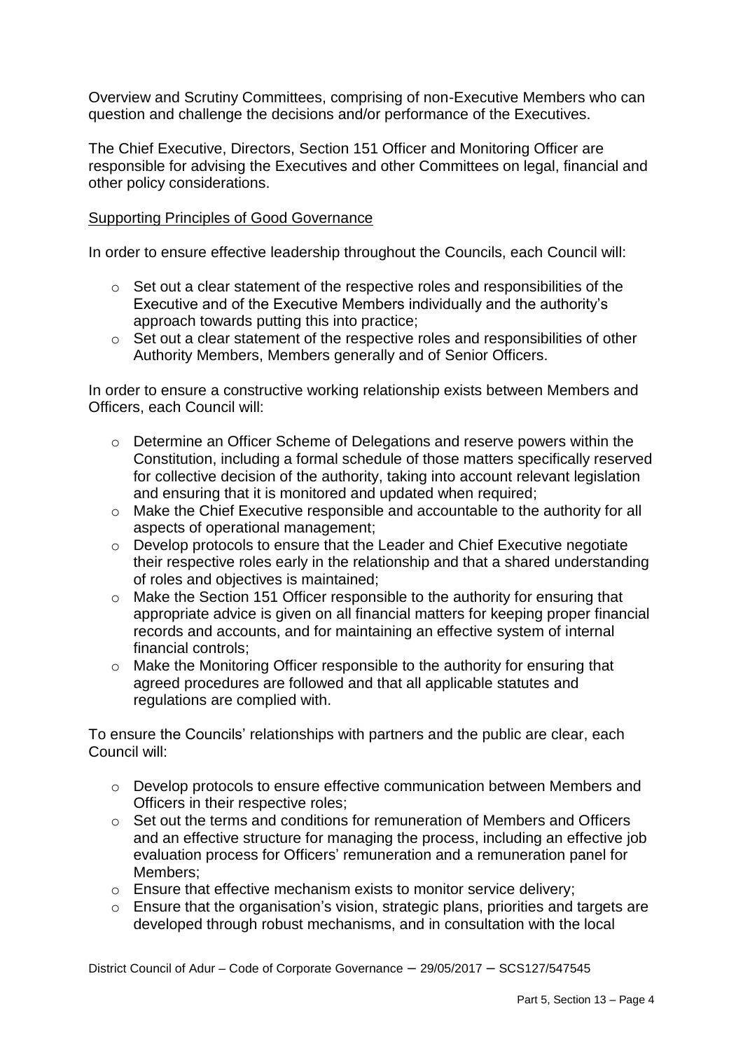Overview and Scrutiny Committees, comprising of non-Executive Members who can question and challenge the decisions and/or performance of the Executives.

The Chief Executive, Directors, Section 151 Officer and Monitoring Officer are responsible for advising the Executives and other Committees on legal, financial and other policy considerations.

Supporting Principles of Good Governance

In order to ensure effective leadership throughout the Councils, each Council will:

- Set out a clear statement of the respective roles and responsibilities of the Executive and of the Executive Members individually and the authority's approach towards putting this into practice;
- Set out a clear statement of the respective roles and responsibilities of other Authority Members, Members generally and of Senior Officers.

In order to ensure a constructive working relationship exists between Members and Officers, each Council will:

- Determine an Officer Scheme of Delegations and reserve powers within the Constitution, including a formal schedule of those matters specifically reserved for collective decision of the authority, taking into account relevant legislation and ensuring that it is monitored and updated when required;
- Make the Chief Executive responsible and accountable to the authority for all aspects of operational management;
- Develop protocols to ensure that the Leader and Chief Executive negotiate their respective roles early in the relationship and that a shared understanding of roles and objectives is maintained;
- Make the Section 151 Officer responsible to the authority for ensuring that appropriate advice is given on all financial matters for keeping proper financial records and accounts, and for maintaining an effective system of internal financial controls;
- Make the Monitoring Officer responsible to the authority for ensuring that agreed procedures are followed and that all applicable statutes and regulations are complied with.

To ensure the Councils' relationships with partners and the public are clear, each Council will:

- Develop protocols to ensure effective communication between Members and Officers in their respective roles;
- Set out the terms and conditions for remuneration of Members and Officers and an effective structure for managing the process, including an effective job evaluation process for Officers' remuneration and a remuneration panel for Members;
- Ensure that effective mechanism exists to monitor service delivery;
- Ensure that the organisation's vision, strategic plans, priorities and targets are developed through robust mechanisms, and in consultation with the local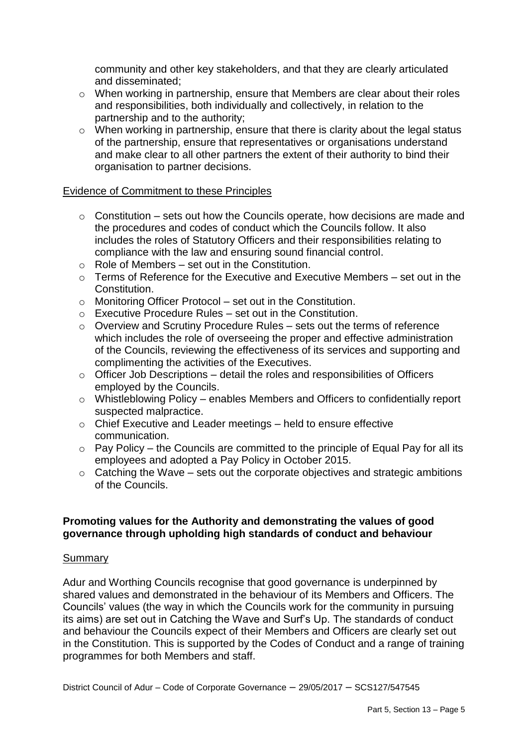community and other key stakeholders, and that they are clearly articulated and disseminated;

- When working in partnership, ensure that Members are clear about their roles and responsibilities, both individually and collectively, in relation to the partnership and to the authority;
- When working in partnership, ensure that there is clarity about the legal status of the partnership, ensure that representatives or organisations understand and make clear to all other partners the extent of their authority to bind their organisation to partner decisions.

Evidence of Commitment to these Principles

- Constitution – sets out how the Councils operate, how decisions are made and the procedures and codes of conduct which the Councils follow. It also includes the roles of Statutory Officers and their responsibilities relating to compliance with the law and ensuring sound financial control.
- Role of Members – set out in the Constitution.
- Terms of Reference for the Executive and Executive Members – set out in the Constitution.
- Monitoring Officer Protocol – set out in the Constitution.
- Executive Procedure Rules – set out in the Constitution.
- Overview and Scrutiny Procedure Rules – sets out the terms of reference which includes the role of overseeing the proper and effective administration of the Councils, reviewing the effectiveness of its services and supporting and complimenting the activities of the Executives.
- Officer Job Descriptions – detail the roles and responsibilities of Officers employed by the Councils.
- Whistleblowing Policy – enables Members and Officers to confidentially report suspected malpractice.
- Chief Executive and Leader meetings – held to ensure effective communication.
- Pay Policy – the Councils are committed to the principle of Equal Pay for all its employees and adopted a Pay Policy in October 2015.
- Catching the Wave – sets out the corporate objectives and strategic ambitions of the Councils.

**Promoting values for the Authority and demonstrating the values of good governance through upholding high standards of conduct and behaviour**

Summary

Adur and Worthing Councils recognise that good governance is underpinned by shared values and demonstrated in the behaviour of its Members and Officers. The Councils' values (the way in which the Councils work for the community in pursuing its aims) are set out in Catching the Wave and Surf's Up. The standards of conduct and behaviour the Councils expect of their Members and Officers are clearly set out in the Constitution. This is supported by the Codes of Conduct and a range of training programmes for both Members and staff.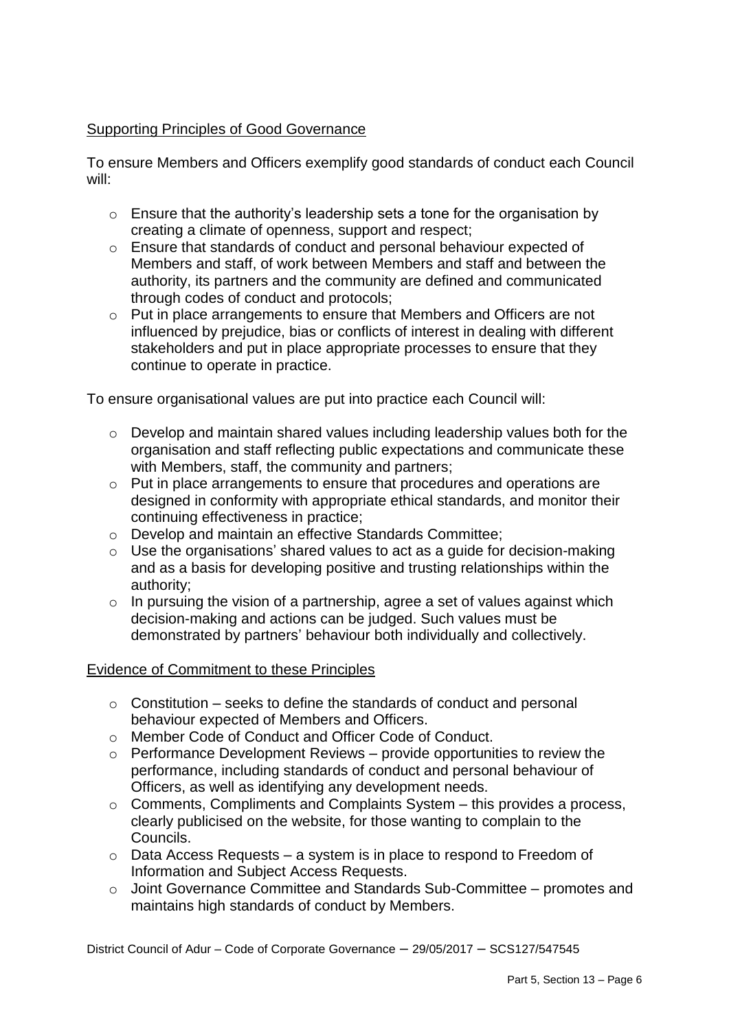Supporting Principles of Good Governance

To ensure Members and Officers exemplify good standards of conduct each Council will:

- Ensure that the authority's leadership sets a tone for the organisation by creating a climate of openness, support and respect;
- Ensure that standards of conduct and personal behaviour expected of Members and staff, of work between Members and staff and between the authority, its partners and the community are defined and communicated through codes of conduct and protocols;
- Put in place arrangements to ensure that Members and Officers are not influenced by prejudice, bias or conflicts of interest in dealing with different stakeholders and put in place appropriate processes to ensure that they continue to operate in practice.

To ensure organisational values are put into practice each Council will:

- Develop and maintain shared values including leadership values both for the organisation and staff reflecting public expectations and communicate these with Members, staff, the community and partners;
- Put in place arrangements to ensure that procedures and operations are designed in conformity with appropriate ethical standards, and monitor their continuing effectiveness in practice;
- Develop and maintain an effective Standards Committee;
- Use the organisations' shared values to act as a guide for decision-making and as a basis for developing positive and trusting relationships within the authority;
- In pursuing the vision of a partnership, agree a set of values against which decision-making and actions can be judged. Such values must be demonstrated by partners' behaviour both individually and collectively.

Evidence of Commitment to these Principles

- Constitution – seeks to define the standards of conduct and personal behaviour expected of Members and Officers.
- Member Code of Conduct and Officer Code of Conduct.
- Performance Development Reviews – provide opportunities to review the performance, including standards of conduct and personal behaviour of Officers, as well as identifying any development needs.
- Comments, Compliments and Complaints System – this provides a process, clearly publicised on the website, for those wanting to complain to the Councils.
- Data Access Requests – a system is in place to respond to Freedom of Information and Subject Access Requests.
- Joint Governance Committee and Standards Sub-Committee – promotes and maintains high standards of conduct by Members.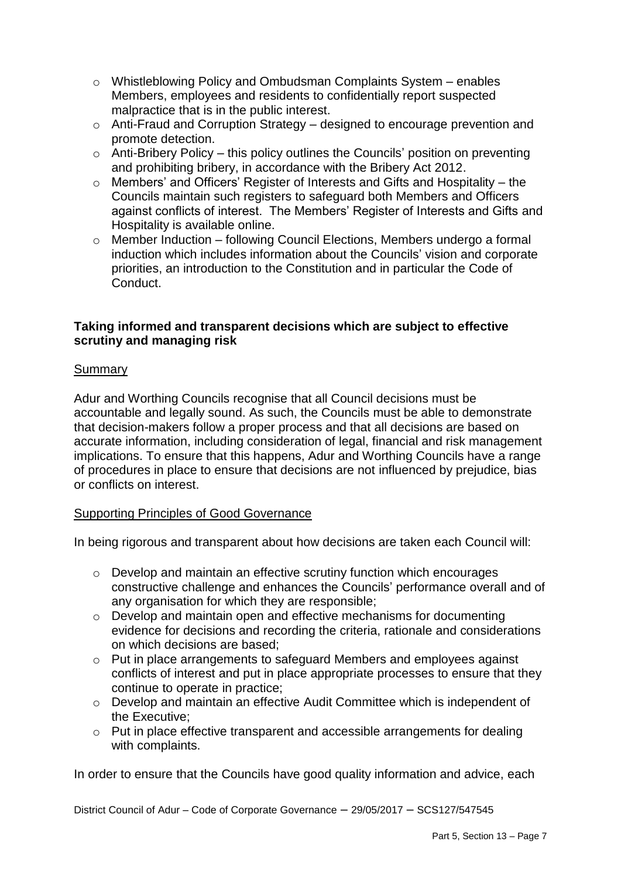- Whistleblowing Policy and Ombudsman Complaints System – enables Members, employees and residents to confidentially report suspected malpractice that is in the public interest.
- Anti-Fraud and Corruption Strategy – designed to encourage prevention and promote detection.
- Anti-Bribery Policy – this policy outlines the Councils' position on preventing and prohibiting bribery, in accordance with the Bribery Act 2012.
- Members' and Officers' Register of Interests and Gifts and Hospitality – the Councils maintain such registers to safeguard both Members and Officers against conflicts of interest. The Members' Register of Interests and Gifts and Hospitality is available online.
- Member Induction – following Council Elections, Members undergo a formal induction which includes information about the Councils' vision and corporate priorities, an introduction to the Constitution and in particular the Code of Conduct.

**Taking informed and transparent decisions which are subject to effective scrutiny and managing risk**

Summary

Adur and Worthing Councils recognise that all Council decisions must be accountable and legally sound. As such, the Councils must be able to demonstrate that decision-makers follow a proper process and that all decisions are based on accurate information, including consideration of legal, financial and risk management implications. To ensure that this happens, Adur and Worthing Councils have a range of procedures in place to ensure that decisions are not influenced by prejudice, bias or conflicts on interest.

Supporting Principles of Good Governance

In being rigorous and transparent about how decisions are taken each Council will:

- Develop and maintain an effective scrutiny function which encourages constructive challenge and enhances the Councils' performance overall and of any organisation for which they are responsible;
- Develop and maintain open and effective mechanisms for documenting evidence for decisions and recording the criteria, rationale and considerations on which decisions are based;
- Put in place arrangements to safeguard Members and employees against conflicts of interest and put in place appropriate processes to ensure that they continue to operate in practice;
- Develop and maintain an effective Audit Committee which is independent of the Executive;
- Put in place effective transparent and accessible arrangements for dealing with complaints.

In order to ensure that the Councils have good quality information and advice, each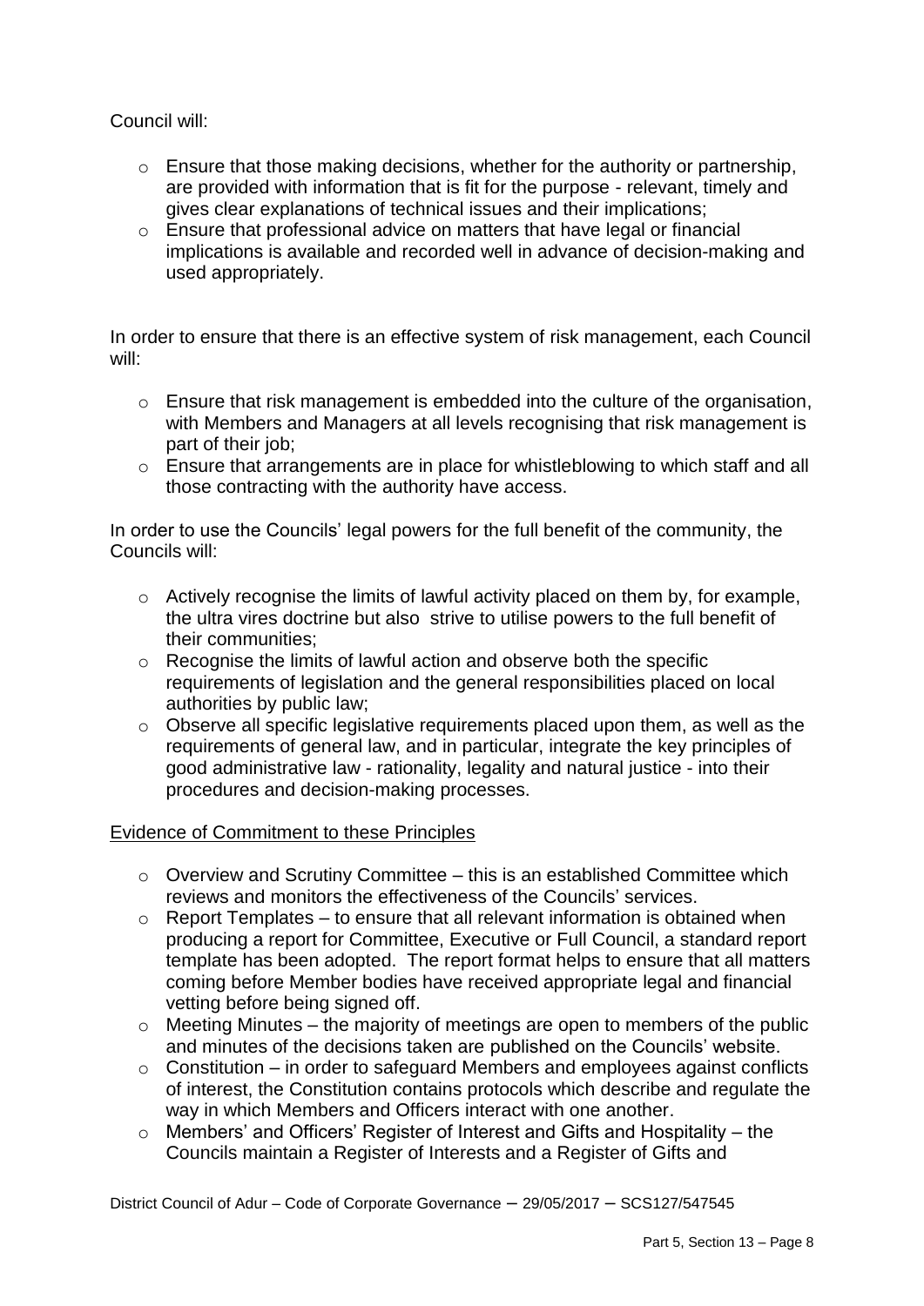Council will:

- Ensure that those making decisions, whether for the authority or partnership, are provided with information that is fit for the purpose - relevant, timely and gives clear explanations of technical issues and their implications;
- Ensure that professional advice on matters that have legal or financial implications is available and recorded well in advance of decision-making and used appropriately.

In order to ensure that there is an effective system of risk management, each Council will:

- Ensure that risk management is embedded into the culture of the organisation, with Members and Managers at all levels recognising that risk management is part of their job;
- Ensure that arrangements are in place for whistleblowing to which staff and all those contracting with the authority have access.

In order to use the Councils' legal powers for the full benefit of the community, the Councils will:

- Actively recognise the limits of lawful activity placed on them by, for example, the ultra vires doctrine but also strive to utilise powers to the full benefit of their communities;
- Recognise the limits of lawful action and observe both the specific requirements of legislation and the general responsibilities placed on local authorities by public law;
- Observe all specific legislative requirements placed upon them, as well as the requirements of general law, and in particular, integrate the key principles of good administrative law - rationality, legality and natural justice - into their procedures and decision-making processes.

Evidence of Commitment to these Principles

- Overview and Scrutiny Committee – this is an established Committee which reviews and monitors the effectiveness of the Councils' services.
- Report Templates – to ensure that all relevant information is obtained when producing a report for Committee, Executive or Full Council, a standard report template has been adopted. The report format helps to ensure that all matters coming before Member bodies have received appropriate legal and financial vetting before being signed off.
- Meeting Minutes – the majority of meetings are open to members of the public and minutes of the decisions taken are published on the Councils' website.
- Constitution – in order to safeguard Members and employees against conflicts of interest, the Constitution contains protocols which describe and regulate the way in which Members and Officers interact with one another.
- Members' and Officers' Register of Interest and Gifts and Hospitality – the Councils maintain a Register of Interests and a Register of Gifts and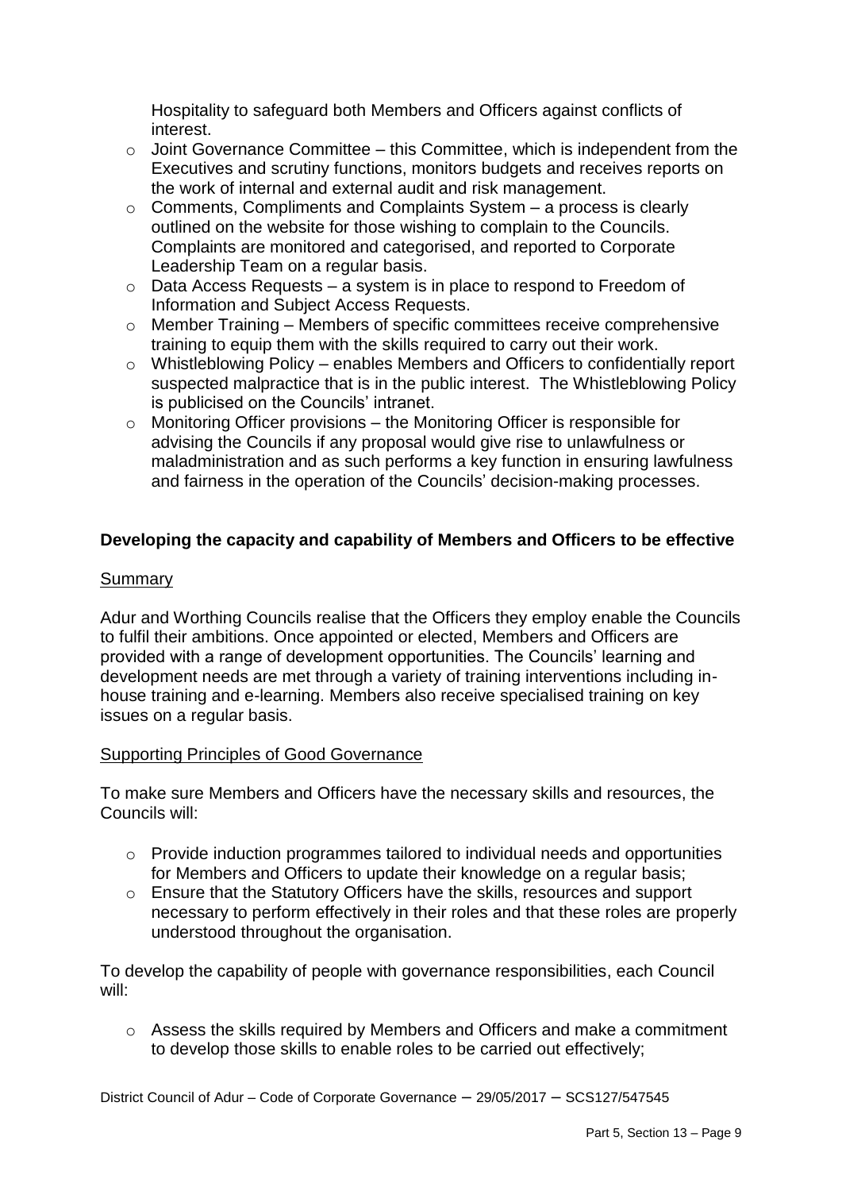Hospitality to safeguard both Members and Officers against conflicts of interest.

- Joint Governance Committee – this Committee, which is independent from the Executives and scrutiny functions, monitors budgets and receives reports on the work of internal and external audit and risk management.
- Comments, Compliments and Complaints System – a process is clearly outlined on the website for those wishing to complain to the Councils. Complaints are monitored and categorised, and reported to Corporate Leadership Team on a regular basis.
- Data Access Requests – a system is in place to respond to Freedom of Information and Subject Access Requests.
- Member Training – Members of specific committees receive comprehensive training to equip them with the skills required to carry out their work.
- Whistleblowing Policy – enables Members and Officers to confidentially report suspected malpractice that is in the public interest. The Whistleblowing Policy is publicised on the Councils' intranet.
- Monitoring Officer provisions – the Monitoring Officer is responsible for advising the Councils if any proposal would give rise to unlawfulness or maladministration and as such performs a key function in ensuring lawfulness and fairness in the operation of the Councils' decision-making processes.

**Developing the capacity and capability of Members and Officers to be effective**

Summary

Adur and Worthing Councils realise that the Officers they employ enable the Councils to fulfil their ambitions. Once appointed or elected, Members and Officers are provided with a range of development opportunities. The Councils' learning and development needs are met through a variety of training interventions including in-house training and e-learning. Members also receive specialised training on key issues on a regular basis.

Supporting Principles of Good Governance

To make sure Members and Officers have the necessary skills and resources, the Councils will:

- Provide induction programmes tailored to individual needs and opportunities for Members and Officers to update their knowledge on a regular basis;
- Ensure that the Statutory Officers have the skills, resources and support necessary to perform effectively in their roles and that these roles are properly understood throughout the organisation.

To develop the capability of people with governance responsibilities, each Council will:

- Assess the skills required by Members and Officers and make a commitment to develop those skills to enable roles to be carried out effectively;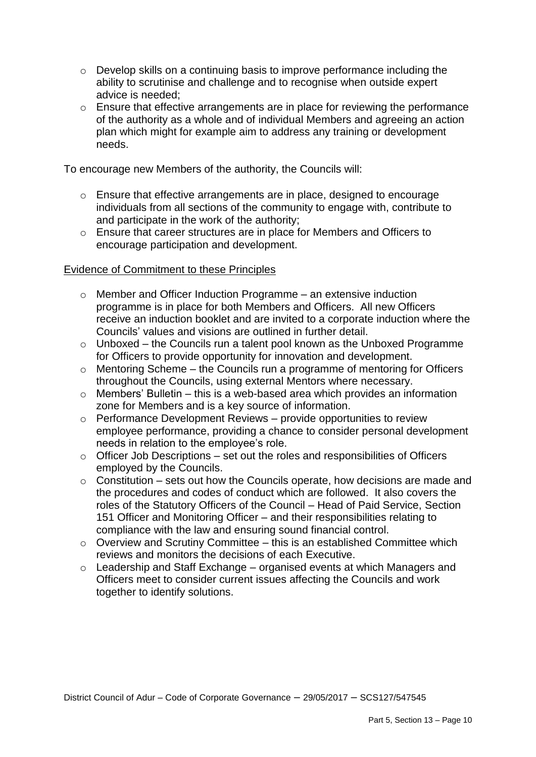- Develop skills on a continuing basis to improve performance including the ability to scrutinise and challenge and to recognise when outside expert advice is needed;
- Ensure that effective arrangements are in place for reviewing the performance of the authority as a whole and of individual Members and agreeing an action plan which might for example aim to address any training or development needs.

To encourage new Members of the authority, the Councils will:

- Ensure that effective arrangements are in place, designed to encourage individuals from all sections of the community to engage with, contribute to and participate in the work of the authority;
- Ensure that career structures are in place for Members and Officers to encourage participation and development.

Evidence of Commitment to these Principles

- Member and Officer Induction Programme – an extensive induction programme is in place for both Members and Officers. All new Officers receive an induction booklet and are invited to a corporate induction where the Councils' values and visions are outlined in further detail.
- Unboxed – the Councils run a talent pool known as the Unboxed Programme for Officers to provide opportunity for innovation and development.
- Mentoring Scheme – the Councils run a programme of mentoring for Officers throughout the Councils, using external Mentors where necessary.
- Members' Bulletin – this is a web-based area which provides an information zone for Members and is a key source of information.
- Performance Development Reviews – provide opportunities to review employee performance, providing a chance to consider personal development needs in relation to the employee's role.
- Officer Job Descriptions – set out the roles and responsibilities of Officers employed by the Councils.
- Constitution – sets out how the Councils operate, how decisions are made and the procedures and codes of conduct which are followed. It also covers the roles of the Statutory Officers of the Council – Head of Paid Service, Section 151 Officer and Monitoring Officer – and their responsibilities relating to compliance with the law and ensuring sound financial control.
- Overview and Scrutiny Committee – this is an established Committee which reviews and monitors the decisions of each Executive.
- Leadership and Staff Exchange – organised events at which Managers and Officers meet to consider current issues affecting the Councils and work together to identify solutions.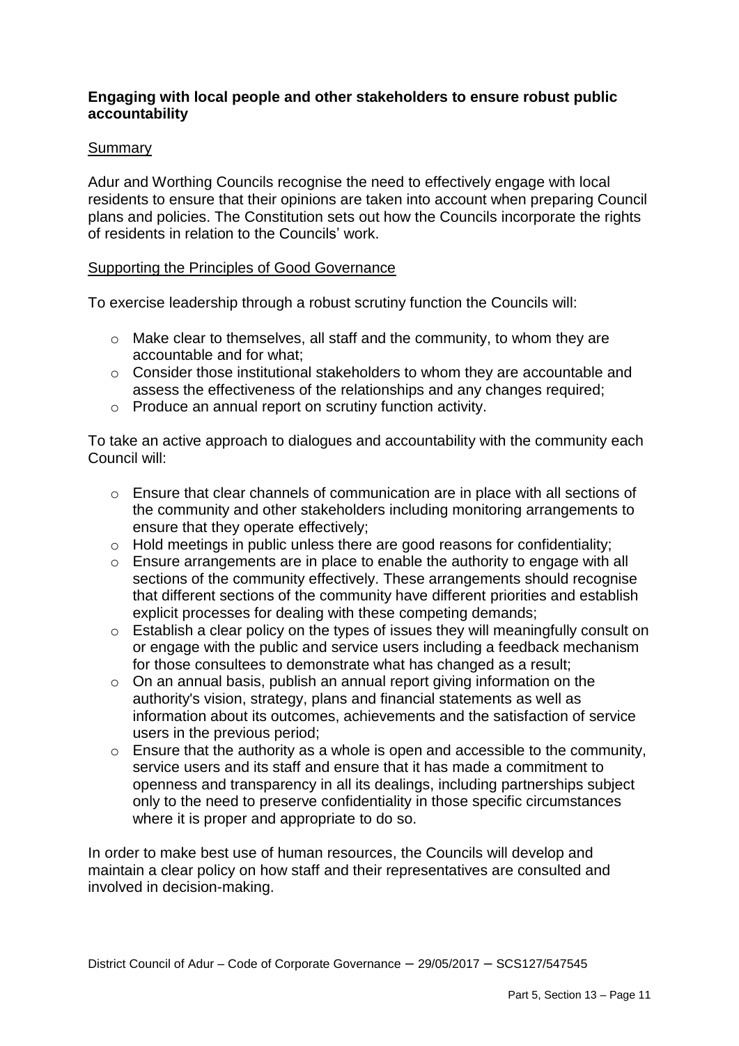**Engaging with local people and other stakeholders to ensure robust public accountability**

Summary

Adur and Worthing Councils recognise the need to effectively engage with local residents to ensure that their opinions are taken into account when preparing Council plans and policies. The Constitution sets out how the Councils incorporate the rights of residents in relation to the Councils' work.

Supporting the Principles of Good Governance

To exercise leadership through a robust scrutiny function the Councils will:

- Make clear to themselves, all staff and the community, to whom they are accountable and for what;
- Consider those institutional stakeholders to whom they are accountable and assess the effectiveness of the relationships and any changes required;
- Produce an annual report on scrutiny function activity.

To take an active approach to dialogues and accountability with the community each Council will:

- Ensure that clear channels of communication are in place with all sections of the community and other stakeholders including monitoring arrangements to ensure that they operate effectively;
- Hold meetings in public unless there are good reasons for confidentiality;
- Ensure arrangements are in place to enable the authority to engage with all sections of the community effectively. These arrangements should recognise that different sections of the community have different priorities and establish explicit processes for dealing with these competing demands;
- Establish a clear policy on the types of issues they will meaningfully consult on or engage with the public and service users including a feedback mechanism for those consultees to demonstrate what has changed as a result;
- On an annual basis, publish an annual report giving information on the authority's vision, strategy, plans and financial statements as well as information about its outcomes, achievements and the satisfaction of service users in the previous period;
- Ensure that the authority as a whole is open and accessible to the community, service users and its staff and ensure that it has made a commitment to openness and transparency in all its dealings, including partnerships subject only to the need to preserve confidentiality in those specific circumstances where it is proper and appropriate to do so.

In order to make best use of human resources, the Councils will develop and maintain a clear policy on how staff and their representatives are consulted and involved in decision-making.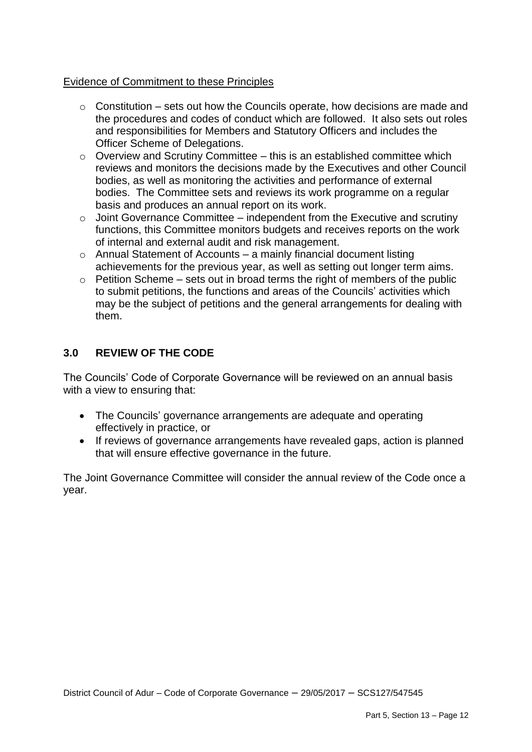Evidence of Commitment to these Principles

- Constitution – sets out how the Councils operate, how decisions are made and the procedures and codes of conduct which are followed. It also sets out roles and responsibilities for Members and Statutory Officers and includes the Officer Scheme of Delegations.
- Overview and Scrutiny Committee – this is an established committee which reviews and monitors the decisions made by the Executives and other Council bodies, as well as monitoring the activities and performance of external bodies. The Committee sets and reviews its work programme on a regular basis and produces an annual report on its work.
- Joint Governance Committee – independent from the Executive and scrutiny functions, this Committee monitors budgets and receives reports on the work of internal and external audit and risk management.
- Annual Statement of Accounts – a mainly financial document listing achievements for the previous year, as well as setting out longer term aims.
- Petition Scheme – sets out in broad terms the right of members of the public to submit petitions, the functions and areas of the Councils' activities which may be the subject of petitions and the general arrangements for dealing with them.

## 3.0 REVIEW OF THE CODE

The Councils' Code of Corporate Governance will be reviewed on an annual basis with a view to ensuring that:

- The Councils' governance arrangements are adequate and operating effectively in practice, or
- If reviews of governance arrangements have revealed gaps, action is planned that will ensure effective governance in the future.

The Joint Governance Committee will consider the annual review of the Code once a year.